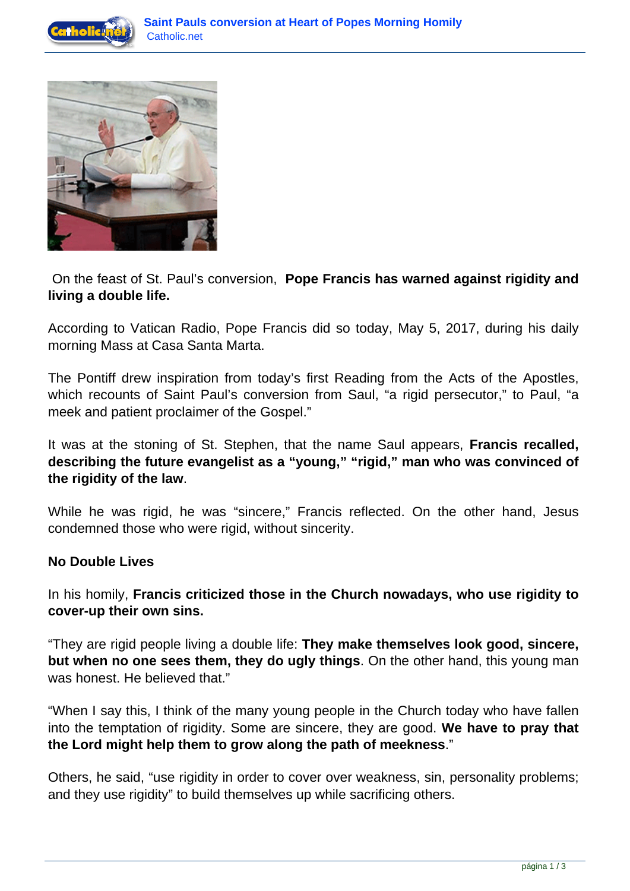On the feast of St. Paul's conversion, **Pope Francis has warned against rigidity and living a double life.**

According to Vatican Radio, Pope Francis did so today, May 5, 2017, during his daily morning Mass at Casa Santa Marta.

The Pontiff drew inspiration from today's first Reading from the Acts of the Apostles, which recounts of Saint Paul's conversion from Saul, "a rigid persecutor," to Paul, "a meek and patient proclaimer of the Gospel."

It was at the stoning of St. Stephen, that the name Saul appears, **Francis recalled, describing the future evangelist as a "young," "rigid," man who was convinced of the rigidity of the law**.

While he was rigid, he was "sincere," Francis reflected. On the other hand, Jesus condemned those who were rigid, without sincerity.

**No Double Lives**

In his homily, **Francis criticized those in the Church nowadays, who use rigidity to cover-up their own sins.**

"They are rigid people living a double life: **They make themselves look good, sincere, but when no one sees them, they do ugly things**. On the other hand, this young man was honest. He believed that."

"When I say this, I think of the many young people in the Church today who have fallen into the temptation of rigidity. Some are sincere, they are good. **We have to pray that the Lord might help them to grow along the path of meekness**."

Others, he said, "use rigidity in order to cover over weakness, sin, personality problems; and they use rigidity" to build themselves up while sacrificing others.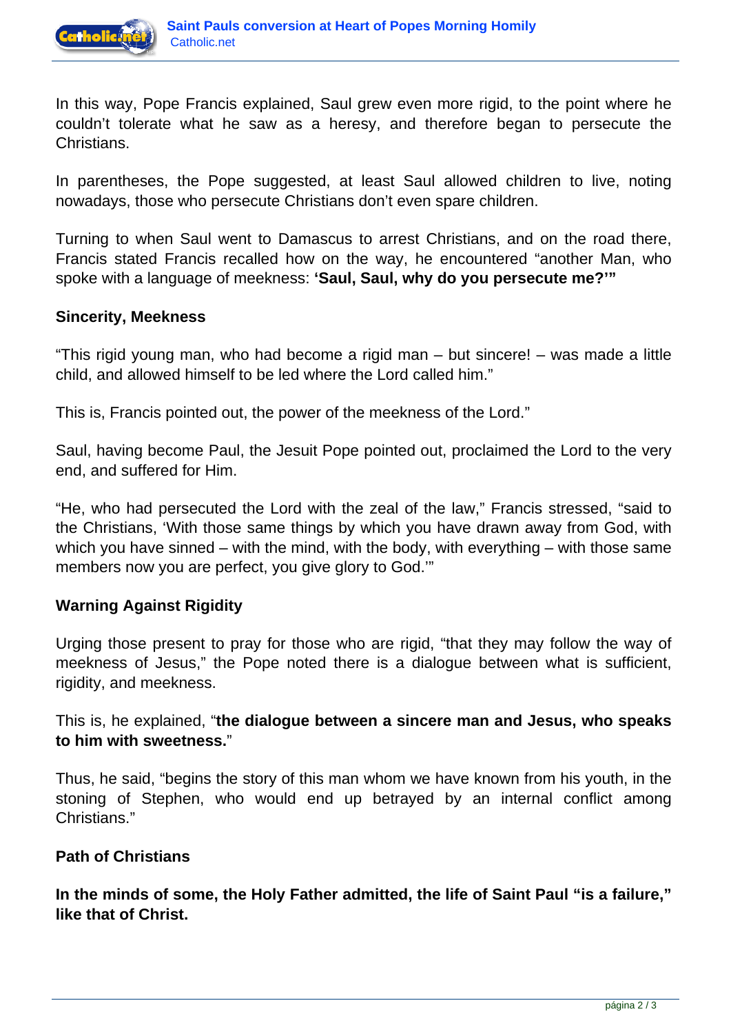In this way, Pope Francis explained, Saul grew even more rigid, to the point where he couldn't tolerate what he saw as a heresy, and therefore began to persecute the Christians.

In parentheses, the Pope suggested, at least Saul allowed children to live, noting nowadays, those who persecute Christians don't even spare children.

Turning to when Saul went to Damascus to arrest Christians, and on the road there, Francis stated Francis recalled how on the way, he encountered "another Man, who spoke with a language of meekness: **'Saul, Saul, why do you persecute me?'"**

**Sincerity, Meekness**

"This rigid young man, who had become a rigid man – but sincere! – was made a little child, and allowed himself to be led where the Lord called him."

This is, Francis pointed out, the power of the meekness of the Lord."

Saul, having become Paul, the Jesuit Pope pointed out, proclaimed the Lord to the very end, and suffered for Him.

"He, who had persecuted the Lord with the zeal of the law," Francis stressed, "said to the Christians, 'With those same things by which you have drawn away from God, with which you have sinned – with the mind, with the body, with everything – with those same members now you are perfect, you give glory to God.'"

**Warning Against Rigidity**

Urging those present to pray for those who are rigid, "that they may follow the way of meekness of Jesus," the Pope noted there is a dialogue between what is sufficient, rigidity, and meekness.

This is, he explained, "**the dialogue between a sincere man and Jesus, who speaks to him with sweetness.**"

Thus, he said, "begins the story of this man whom we have known from his youth, in the stoning of Stephen, who would end up betrayed by an internal conflict among Christians."

**Path of Christians**

**In the minds of some, the Holy Father admitted, the life of Saint Paul "is a failure," like that of Christ.**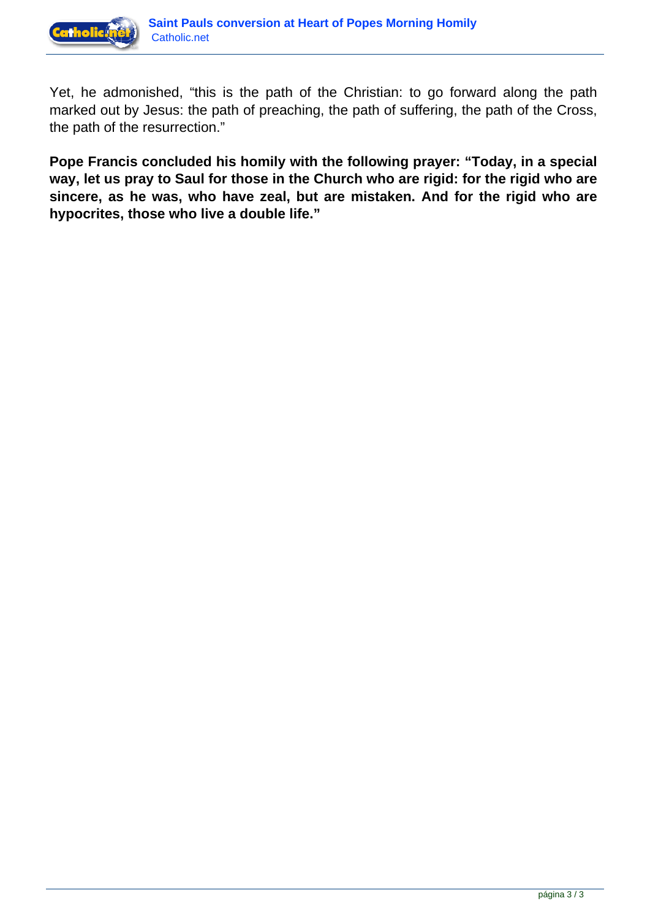Yet, he admonished, “this is the path of the Christian: to go forward along the path marked out by Jesus: the path of preaching, the path of suffering, the path of the Cross, the path of the resurrection.”

**Pope Francis concluded his homily with the following prayer: “Today, in a special way, let us pray to Saul for those in the Church who are rigid: for the rigid who are sincere, as he was, who have zeal, but are mistaken. And for the rigid who are hypocrites, those who live a double life.”**